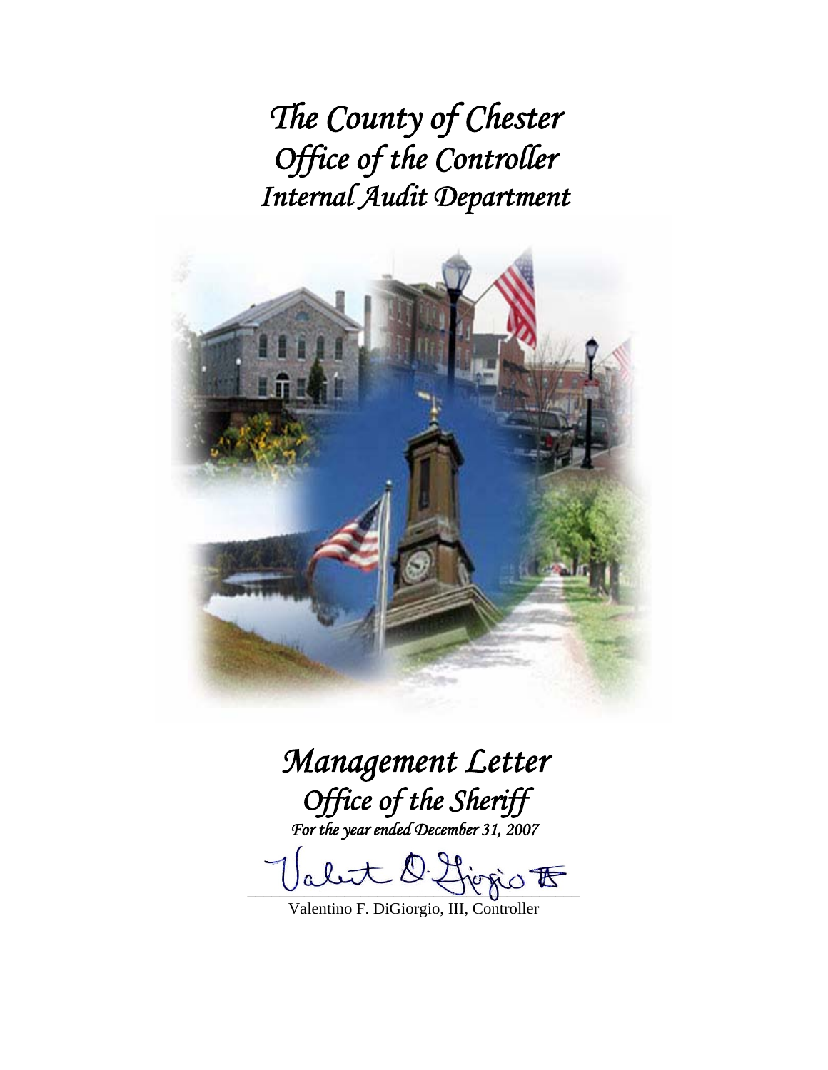# *The County of Chester*
# *Office of the Controller*
# *Internal Audit Department*

## *Management Letter*
## *Office of the Sheriff*
*For the year ended December 31, 2007*

Valentino F. DiGiorgio, III, Controller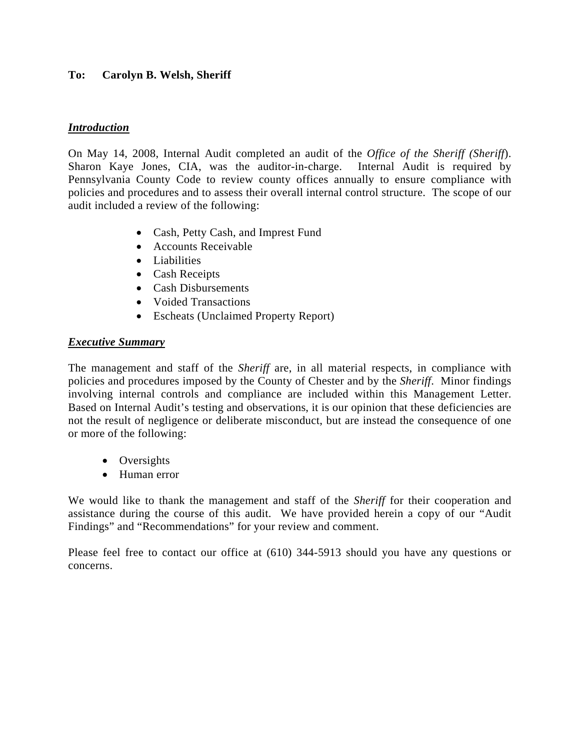**To: Carolyn B. Welsh, Sheriff**

***Introduction***

On May 14, 2008, Internal Audit completed an audit of the *Office of the Sheriff (Sheriff*). Sharon Kaye Jones, CIA, was the auditor-in-charge. Internal Audit is required by Pennsylvania County Code to review county offices annually to ensure compliance with policies and procedures and to assess their overall internal control structure. The scope of our audit included a review of the following:

- Cash, Petty Cash, and Imprest Fund
- Accounts Receivable
- Liabilities
- Cash Receipts
- Cash Disbursements
- Voided Transactions
- Escheats (Unclaimed Property Report)

***Executive Summary***

The management and staff of the *Sheriff* are, in all material respects, in compliance with policies and procedures imposed by the County of Chester and by the *Sheriff*. Minor findings involving internal controls and compliance are included within this Management Letter. Based on Internal Audit's testing and observations, it is our opinion that these deficiencies are not the result of negligence or deliberate misconduct, but are instead the consequence of one or more of the following:

- Oversights
- Human error

We would like to thank the management and staff of the *Sheriff* for their cooperation and assistance during the course of this audit. We have provided herein a copy of our "Audit Findings" and "Recommendations" for your review and comment.

Please feel free to contact our office at (610) 344-5913 should you have any questions or concerns.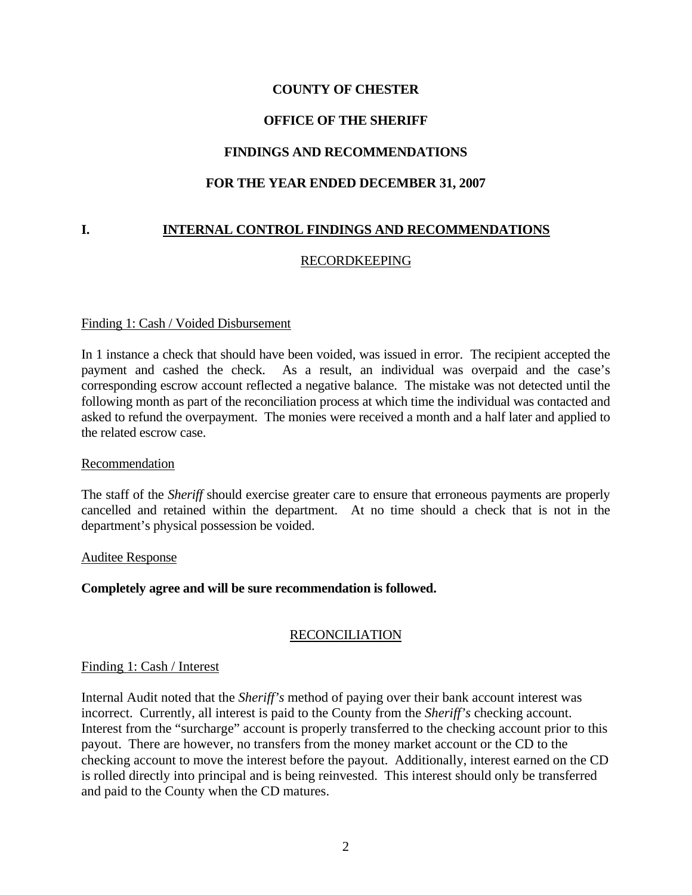# COUNTY OF CHESTER

## OFFICE OF THE SHERIFF

## FINDINGS AND RECOMMENDATIONS

## FOR THE YEAR ENDED DECEMBER 31, 2007

### I. INTERNAL CONTROL FINDINGS AND RECOMMENDATIONS

#### RECORDKEEPING

Finding 1: Cash / Voided Disbursement

In 1 instance a check that should have been voided, was issued in error. The recipient accepted the payment and cashed the check. As a result, an individual was overpaid and the case's corresponding escrow account reflected a negative balance. The mistake was not detected until the following month as part of the reconciliation process at which time the individual was contacted and asked to refund the overpayment. The monies were received a month and a half later and applied to the related escrow case.

Recommendation

The staff of the *Sheriff* should exercise greater care to ensure that erroneous payments are properly cancelled and retained within the department. At no time should a check that is not in the department's physical possession be voided.

Auditee Response

**Completely agree and will be sure recommendation is followed.**

#### RECONCILIATION

Finding 1: Cash / Interest

Internal Audit noted that the *Sheriff's* method of paying over their bank account interest was incorrect. Currently, all interest is paid to the County from the *Sheriff's* checking account. Interest from the "surcharge" account is properly transferred to the checking account prior to this payout. There are however, no transfers from the money market account or the CD to the checking account to move the interest before the payout. Additionally, interest earned on the CD is rolled directly into principal and is being reinvested. This interest should only be transferred and paid to the County when the CD matures.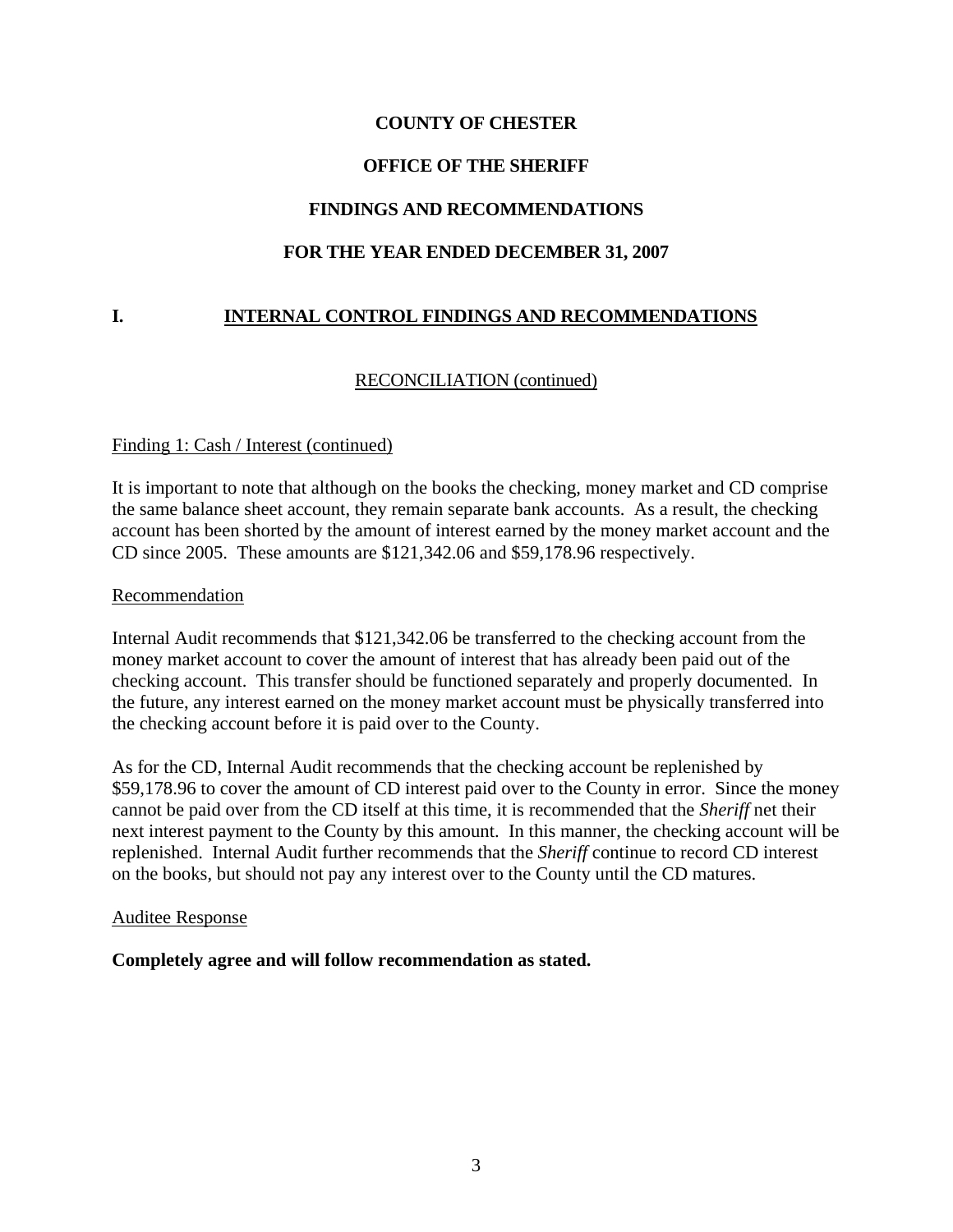**COUNTY OF CHESTER**

**OFFICE OF THE SHERIFF**

**FINDINGS AND RECOMMENDATIONS**

**FOR THE YEAR ENDED DECEMBER 31, 2007**

## I. INTERNAL CONTROL FINDINGS AND RECOMMENDATIONS

RECONCILIATION (continued)

Finding 1: Cash / Interest (continued)

It is important to note that although on the books the checking, money market and CD comprise the same balance sheet account, they remain separate bank accounts. As a result, the checking account has been shorted by the amount of interest earned by the money market account and the CD since 2005. These amounts are $121,342.06 and $59,178.96 respectively.

Recommendation

Internal Audit recommends that $121,342.06 be transferred to the checking account from the money market account to cover the amount of interest that has already been paid out of the checking account. This transfer should be functioned separately and properly documented. In the future, any interest earned on the money market account must be physically transferred into the checking account before it is paid over to the County.

As for the CD, Internal Audit recommends that the checking account be replenished by $59,178.96 to cover the amount of CD interest paid over to the County in error. Since the money cannot be paid over from the CD itself at this time, it is recommended that the *Sheriff* net their next interest payment to the County by this amount. In this manner, the checking account will be replenished. Internal Audit further recommends that the *Sheriff* continue to record CD interest on the books, but should not pay any interest over to the County until the CD matures.

Auditee Response

**Completely agree and will follow recommendation as stated.**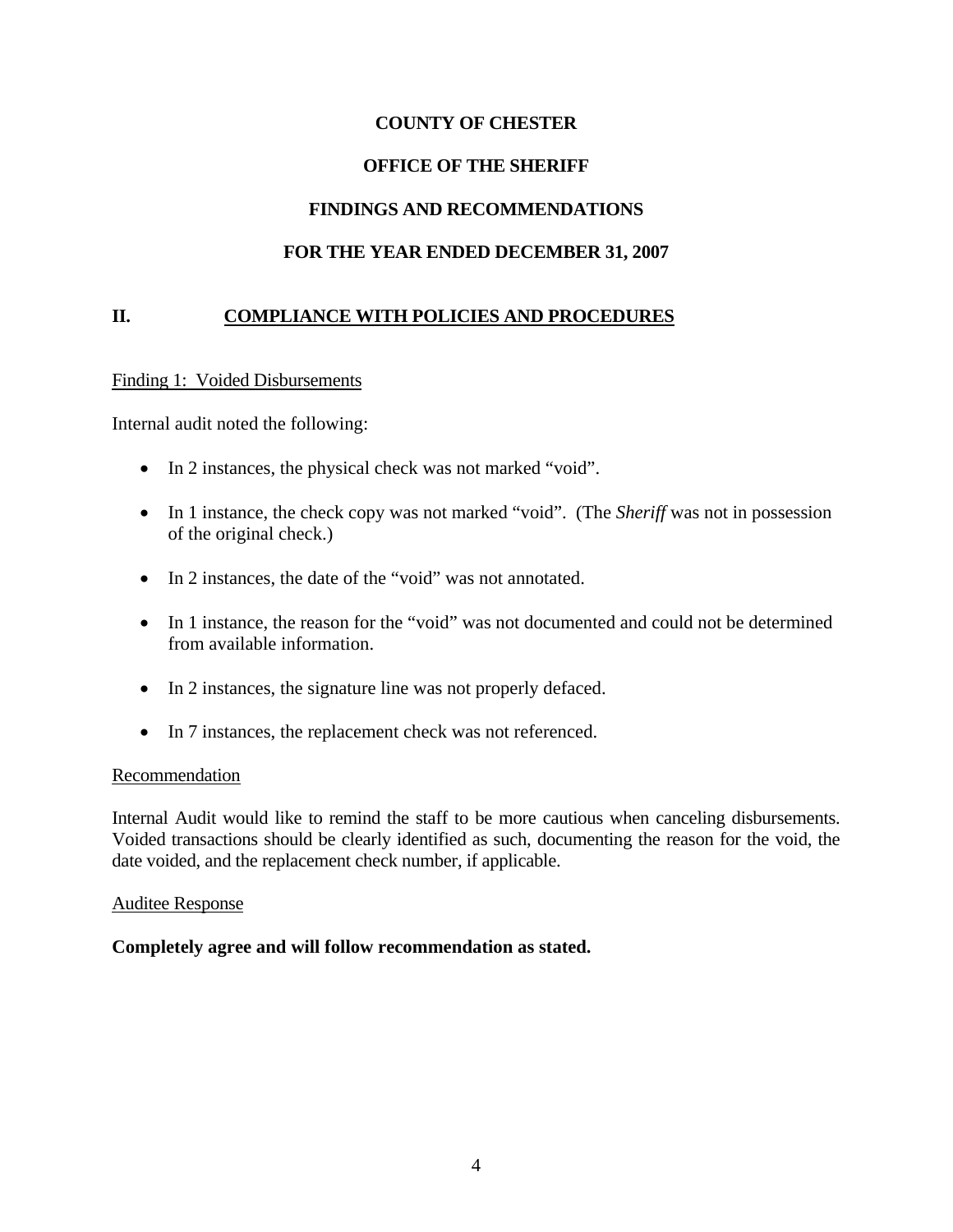**COUNTY OF CHESTER**

**OFFICE OF THE SHERIFF**

**FINDINGS AND RECOMMENDATIONS**

**FOR THE YEAR ENDED DECEMBER 31, 2007**

## II. COMPLIANCE WITH POLICIES AND PROCEDURES

Finding 1: Voided Disbursements

Internal audit noted the following:

- In 2 instances, the physical check was not marked "void".
- In 1 instance, the check copy was not marked "void". (The *Sheriff* was not in possession of the original check.)
- In 2 instances, the date of the "void" was not annotated.
- In 1 instance, the reason for the "void" was not documented and could not be determined from available information.
- In 2 instances, the signature line was not properly defaced.
- In 7 instances, the replacement check was not referenced.

Recommendation

Internal Audit would like to remind the staff to be more cautious when canceling disbursements. Voided transactions should be clearly identified as such, documenting the reason for the void, the date voided, and the replacement check number, if applicable.

Auditee Response

**Completely agree and will follow recommendation as stated.**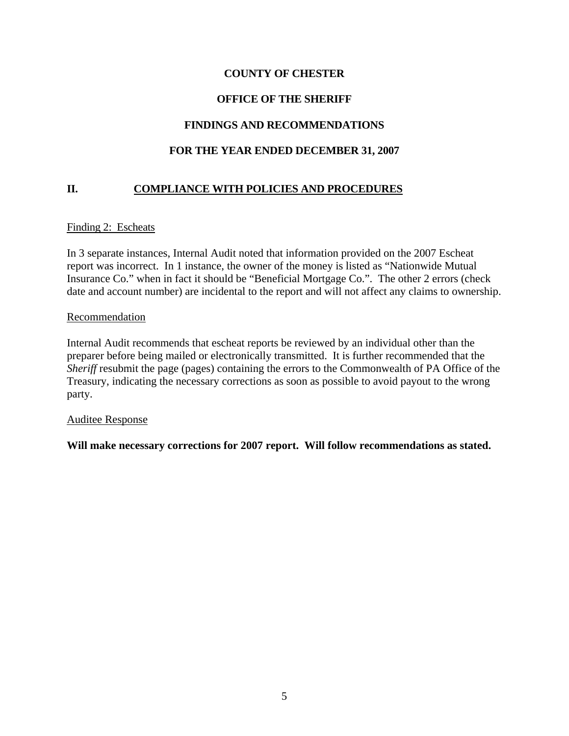**COUNTY OF CHESTER**

**OFFICE OF THE SHERIFF**

**FINDINGS AND RECOMMENDATIONS**

**FOR THE YEAR ENDED DECEMBER 31, 2007**

## II. COMPLIANCE WITH POLICIES AND PROCEDURES

Finding 2: Escheats

In 3 separate instances, Internal Audit noted that information provided on the 2007 Escheat report was incorrect. In 1 instance, the owner of the money is listed as "Nationwide Mutual Insurance Co." when in fact it should be "Beneficial Mortgage Co.". The other 2 errors (check date and account number) are incidental to the report and will not affect any claims to ownership.

Recommendation

Internal Audit recommends that escheat reports be reviewed by an individual other than the preparer before being mailed or electronically transmitted. It is further recommended that the *Sheriff* resubmit the page (pages) containing the errors to the Commonwealth of PA Office of the Treasury, indicating the necessary corrections as soon as possible to avoid payout to the wrong party.

Auditee Response

**Will make necessary corrections for 2007 report. Will follow recommendations as stated.**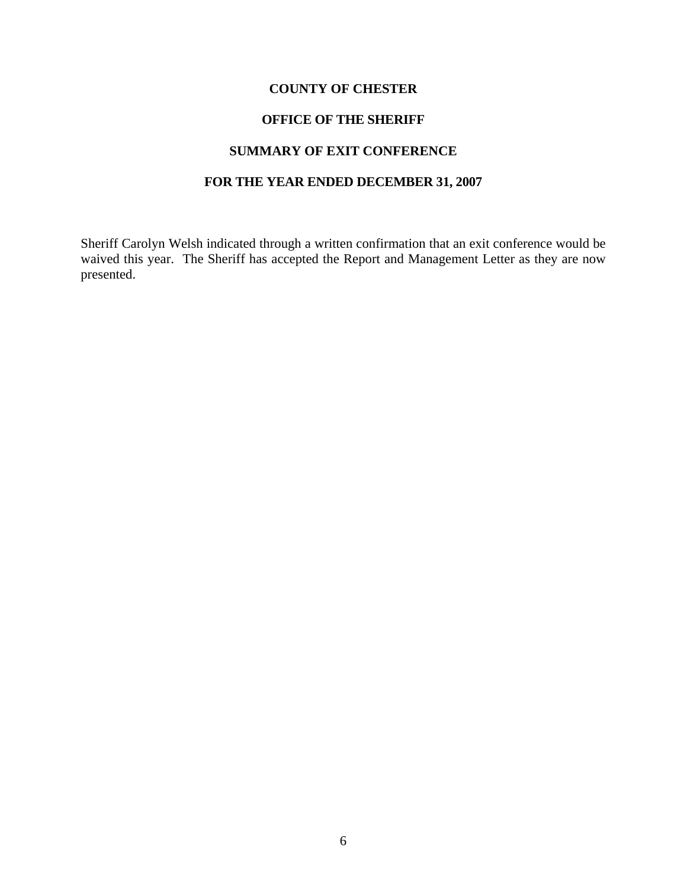**COUNTY OF CHESTER**

**OFFICE OF THE SHERIFF**

**SUMMARY OF EXIT CONFERENCE**

**FOR THE YEAR ENDED DECEMBER 31, 2007**

Sheriff Carolyn Welsh indicated through a written confirmation that an exit conference would be waived this year. The Sheriff has accepted the Report and Management Letter as they are now presented.